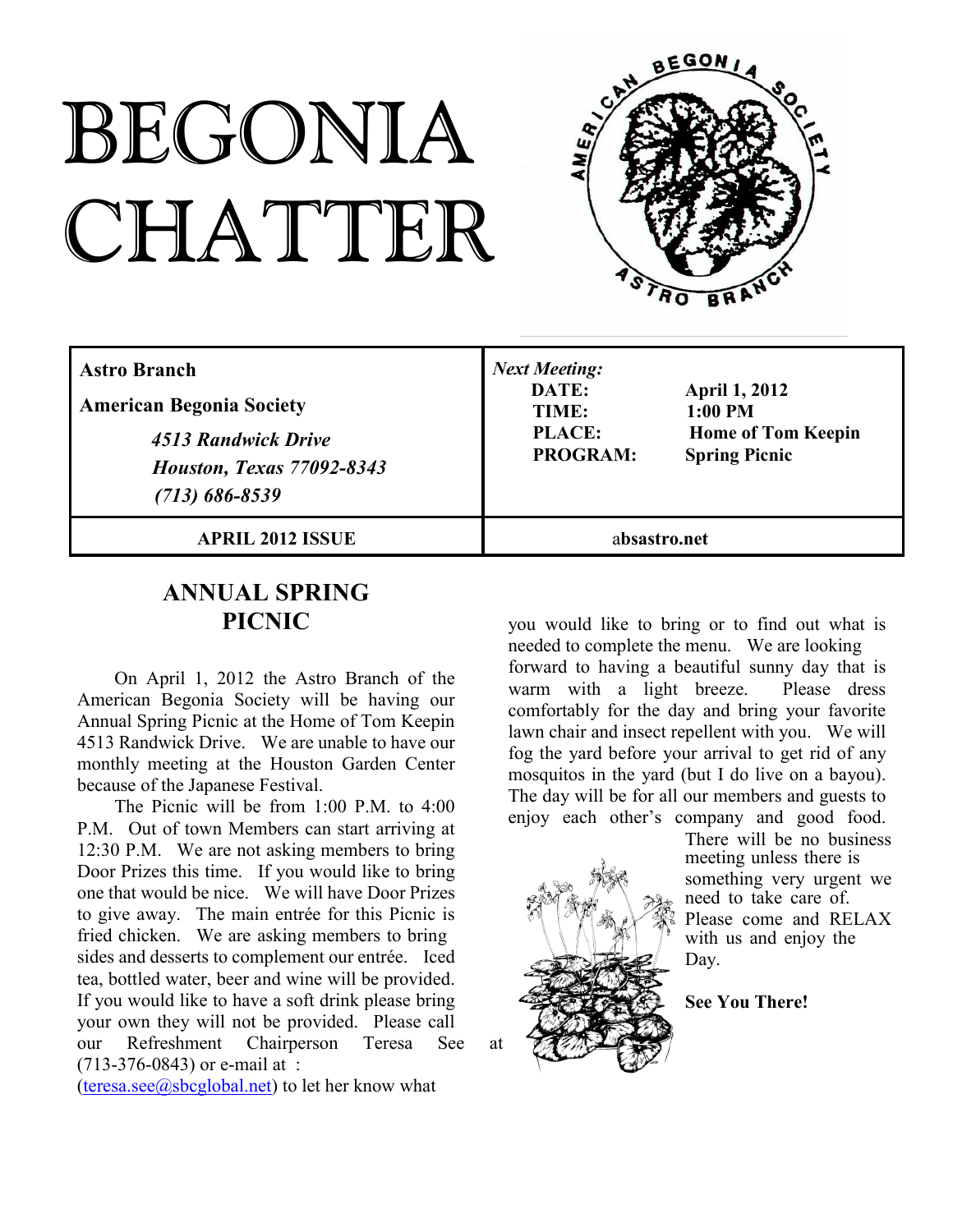# BEGONIA CHATTER

| **Astro Branch**<br>**American Begonia Society**<br>***4513 Randwick Drive***<br>***Houston, Texas 77092-8343***<br>***(713) 686-8539*** | ***Next Meeting:***<br>**DATE:** **April 1, 2012**<br>**TIME:** **1:00 PM**<br>**PLACE:** **Home of Tom Keepin**<br>**PROGRAM:** **Spring Picnic** |
|---|---|
| **APRIL 2012 ISSUE** | **absastro.net** |

## ANNUAL SPRING PICNIC

On April 1, 2012 the Astro Branch of the American Begonia Society will be having our Annual Spring Picnic at the Home of Tom Keepin 4513 Randwick Drive. We are unable to have our monthly meeting at the Houston Garden Center because of the Japanese Festival.

The Picnic will be from 1:00 P.M. to 4:00 P.M. Out of town Members can start arriving at 12:30 P.M. We are not asking members to bring Door Prizes this time. If you would like to bring one that would be nice. We will have Door Prizes to give away. The main entrée for this Picnic is fried chicken. We are asking members to bring sides and desserts to complement our entrée. Iced tea, bottled water, beer and wine will be provided. If you would like to have a soft drink please bring your own they will not be provided. Please call our Refreshment Chairperson Teresa See at (713-376-0843) or e-mail at : (teresa.see@sbcglobal.net) to let her know what you would like to bring or to find out what is needed to complete the menu. We are looking forward to having a beautiful sunny day that is warm with a light breeze. Please dress comfortably for the day and bring your favorite lawn chair and insect repellent with you. We will fog the yard before your arrival to get rid of any mosquitos in the yard (but I do live on a bayou). The day will be for all our members and guests to enjoy each other's company and good food. There will be no business meeting unless there is something very urgent we need to take care of. Please come and RELAX with us and enjoy the Day.

**See You There!**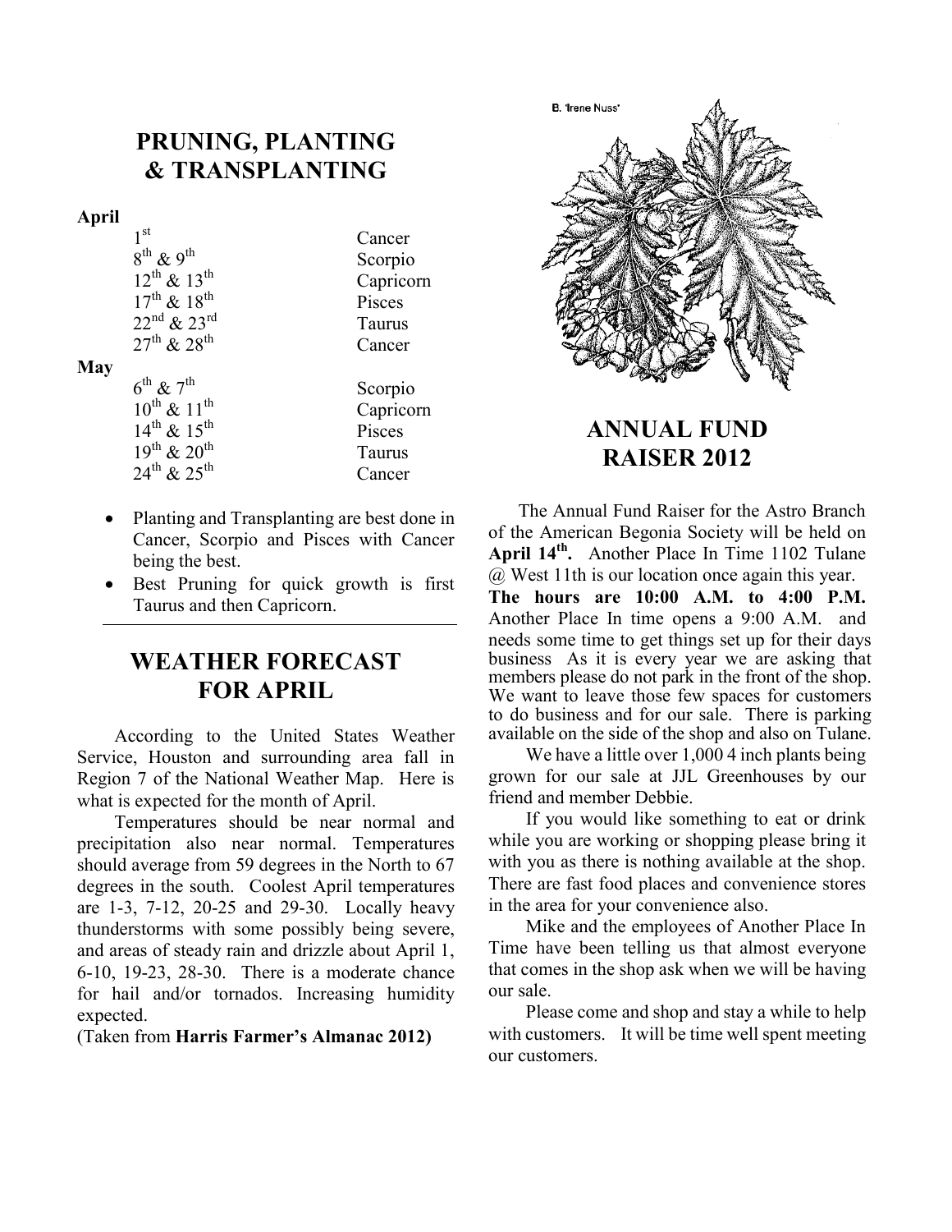## PRUNING, PLANTING & TRANSPLANTING

**April**

| | |
|---|---|
| 1st | Cancer |
| 8th & 9th | Scorpio |
| 12th & 13th | Capricorn |
| 17th & 18th | Pisces |
| 22nd & 23rd | Taurus |
| 27th & 28th | Cancer |

**May**

| | |
|---|---|
| 6th & 7th | Scorpio |
| 10th & 11th | Capricorn |
| 14th & 15th | Pisces |
| 19th & 20th | Taurus |
| 24th & 25th | Cancer |

- Planting and Transplanting are best done in Cancer, Scorpio and Pisces with Cancer being the best.
- Best Pruning for quick growth is first Taurus and then Capricorn.

## WEATHER FORECAST FOR APRIL

According to the United States Weather Service, Houston and surrounding area fall in Region 7 of the National Weather Map. Here is what is expected for the month of April.

Temperatures should be near normal and precipitation also near normal. Temperatures should average from 59 degrees in the North to 67 degrees in the south. Coolest April temperatures are 1-3, 7-12, 20-25 and 29-30. Locally heavy thunderstorms with some possibly being severe, and areas of steady rain and drizzle about April 1, 6-10, 19-23, 28-30. There is a moderate chance for hail and/or tornados. Increasing humidity expected.

(Taken from **Harris Farmer's Almanac 2012)**

B. 'Irene Nuss'

## ANNUAL FUND RAISER 2012

The Annual Fund Raiser for the Astro Branch of the American Begonia Society will be held on **April 14th.** Another Place In Time 1102 Tulane @ West 11th is our location once again this year. **The hours are 10:00 A.M. to 4:00 P.M.** Another Place In time opens a 9:00 A.M. and needs some time to get things set up for their days business As it is every year we are asking that members please do not park in the front of the shop. We want to leave those few spaces for customers to do business and for our sale. There is parking available on the side of the shop and also on Tulane.

We have a little over 1,000 4 inch plants being grown for our sale at JJL Greenhouses by our friend and member Debbie.

If you would like something to eat or drink while you are working or shopping please bring it with you as there is nothing available at the shop. There are fast food places and convenience stores in the area for your convenience also.

Mike and the employees of Another Place In Time have been telling us that almost everyone that comes in the shop ask when we will be having our sale.

Please come and shop and stay a while to help with customers. It will be time well spent meeting our customers.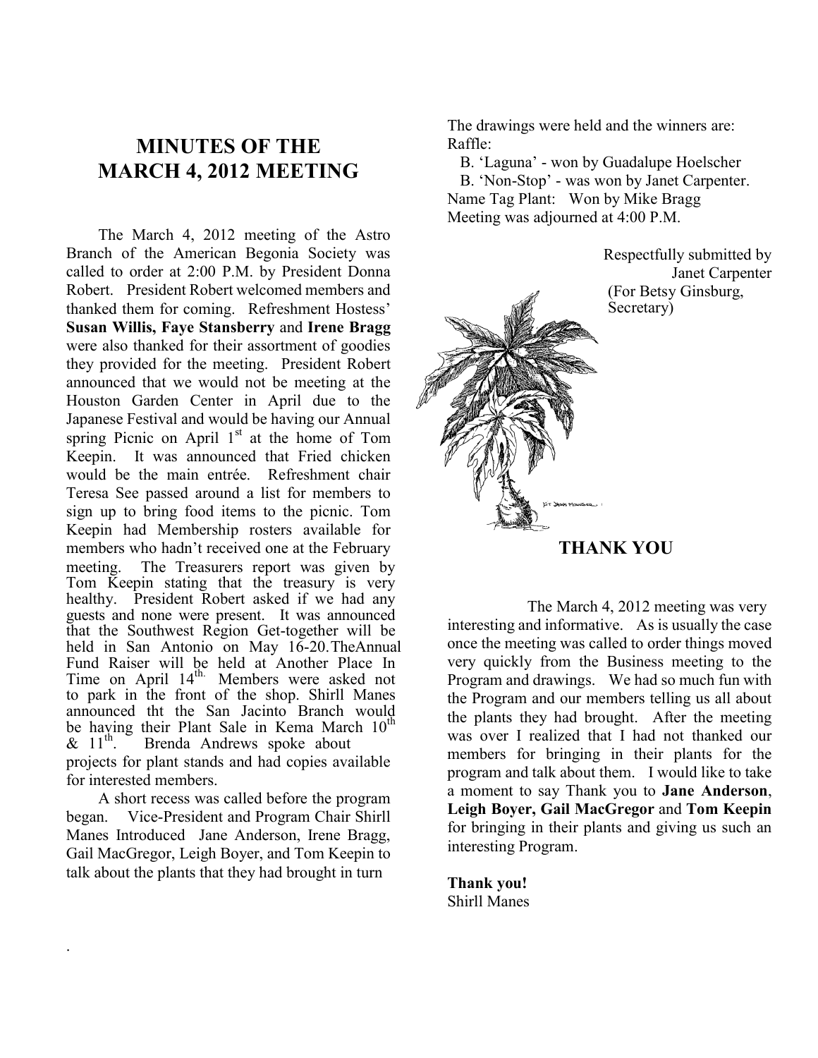# MINUTES OF THE MARCH 4, 2012 MEETING

The March 4, 2012 meeting of the Astro Branch of the American Begonia Society was called to order at 2:00 P.M. by President Donna Robert. President Robert welcomed members and thanked them for coming. Refreshment Hostess' **Susan Willis, Faye Stansberry** and **Irene Bragg** were also thanked for their assortment of goodies they provided for the meeting. President Robert announced that we would not be meeting at the Houston Garden Center in April due to the Japanese Festival and would be having our Annual spring Picnic on April 1st at the home of Tom Keepin. It was announced that Fried chicken would be the main entrée. Refreshment chair Teresa See passed around a list for members to sign up to bring food items to the picnic. Tom Keepin had Membership rosters available for members who hadn't received one at the February meeting. The Treasurers report was given by Tom Keepin stating that the treasury is very healthy. President Robert asked if we had any guests and none were present. It was announced that the Southwest Region Get-together will be held in San Antonio on May 16-20.TheAnnual Fund Raiser will be held at Another Place In Time on April 14th. Members were asked not to park in the front of the shop. Shirll Manes announced tht the San Jacinto Branch would be having their Plant Sale in Kema March 10th & 11th. Brenda Andrews spoke about projects for plant stands and had copies available for interested members.

A short recess was called before the program began. Vice-President and Program Chair Shirll Manes Introduced Jane Anderson, Irene Bragg, Gail MacGregor, Leigh Boyer, and Tom Keepin to talk about the plants that they had brought in turn

The drawings were held and the winners are:
Raffle:
B. 'Laguna' - won by Guadalupe Hoelscher
B. 'Non-Stop' - was won by Janet Carpenter.
Name Tag Plant: Won by Mike Bragg
Meeting was adjourned at 4:00 P.M.

Respectfully submitted by
Janet Carpenter
(For Betsy Ginsburg, Secretary)

## THANK YOU

The March 4, 2012 meeting was very interesting and informative. As is usually the case once the meeting was called to order things moved very quickly from the Business meeting to the Program and drawings. We had so much fun with the Program and our members telling us all about the plants they had brought. After the meeting was over I realized that I had not thanked our members for bringing in their plants for the program and talk about them. I would like to take a moment to say Thank you to **Jane Anderson**, **Leigh Boyer, Gail MacGregor** and **Tom Keepin** for bringing in their plants and giving us such an interesting Program.

**Thank you!**
Shirll Manes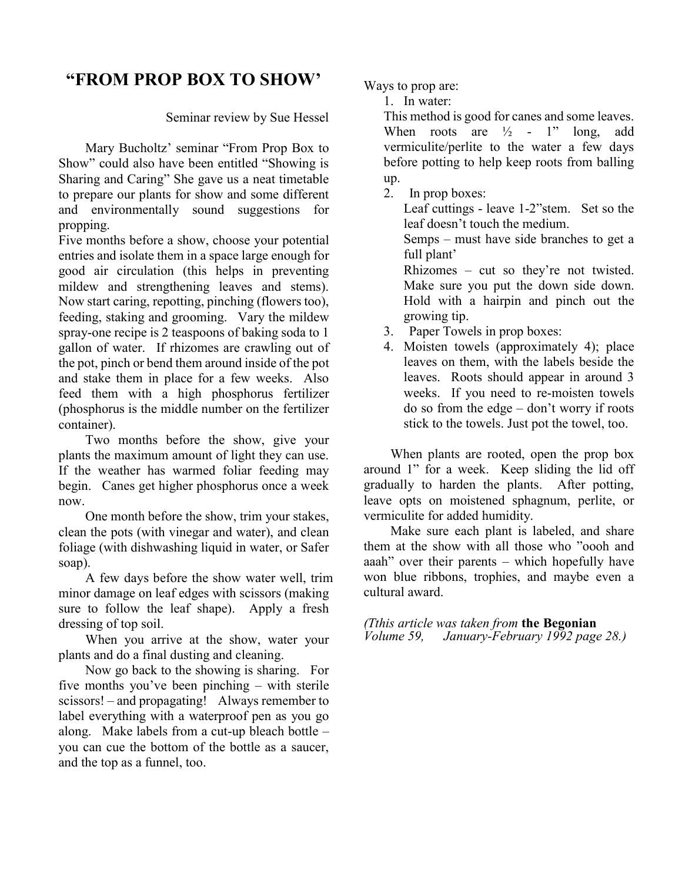# "FROM PROP BOX TO SHOW'

Seminar review by Sue Hessel

Mary Bucholtz' seminar "From Prop Box to Show" could also have been entitled "Showing is Sharing and Caring" She gave us a neat timetable to prepare our plants for show and some different and environmentally sound suggestions for propping.

Five months before a show, choose your potential entries and isolate them in a space large enough for good air circulation (this helps in preventing mildew and strengthening leaves and stems). Now start caring, repotting, pinching (flowers too), feeding, staking and grooming. Vary the mildew spray-one recipe is 2 teaspoons of baking soda to 1 gallon of water. If rhizomes are crawling out of the pot, pinch or bend them around inside of the pot and stake them in place for a few weeks. Also feed them with a high phosphorus fertilizer (phosphorus is the middle number on the fertilizer container).

Two months before the show, give your plants the maximum amount of light they can use. If the weather has warmed foliar feeding may begin. Canes get higher phosphorus once a week now.

One month before the show, trim your stakes, clean the pots (with vinegar and water), and clean foliage (with dishwashing liquid in water, or Safer soap).

A few days before the show water well, trim minor damage on leaf edges with scissors (making sure to follow the leaf shape). Apply a fresh dressing of top soil.

When you arrive at the show, water your plants and do a final dusting and cleaning.

Now go back to the showing is sharing. For five months you've been pinching – with sterile scissors! – and propagating! Always remember to label everything with a waterproof pen as you go along. Make labels from a cut-up bleach bottle – you can cue the bottom of the bottle as a saucer, and the top as a funnel, too.

Ways to prop are:

1. In water:
   This method is good for canes and some leaves. When roots are ½ - 1" long, add vermiculite/perlite to the water a few days before potting to help keep roots from balling up.
2. In prop boxes:
   Leaf cuttings - leave 1-2"stem. Set so the leaf doesn't touch the medium.
   Semps – must have side branches to get a full plant'
   Rhizomes – cut so they're not twisted. Make sure you put the down side down. Hold with a hairpin and pinch out the growing tip.
3. Paper Towels in prop boxes:
4. Moisten towels (approximately 4); place leaves on them, with the labels beside the leaves. Roots should appear in around 3 weeks. If you need to re-moisten towels do so from the edge – don't worry if roots stick to the towels. Just pot the towel, too.

When plants are rooted, open the prop box around 1" for a week. Keep sliding the lid off gradually to harden the plants. After potting, leave opts on moistened sphagnum, perlite, or vermiculite for added humidity.

Make sure each plant is labeled, and share them at the show with all those who "oooh and aaah" over their parents – which hopefully have won blue ribbons, trophies, and maybe even a cultural award.

*(Tthis article was taken from* **the Begonian** *Volume 59, January-February 1992 page 28.)*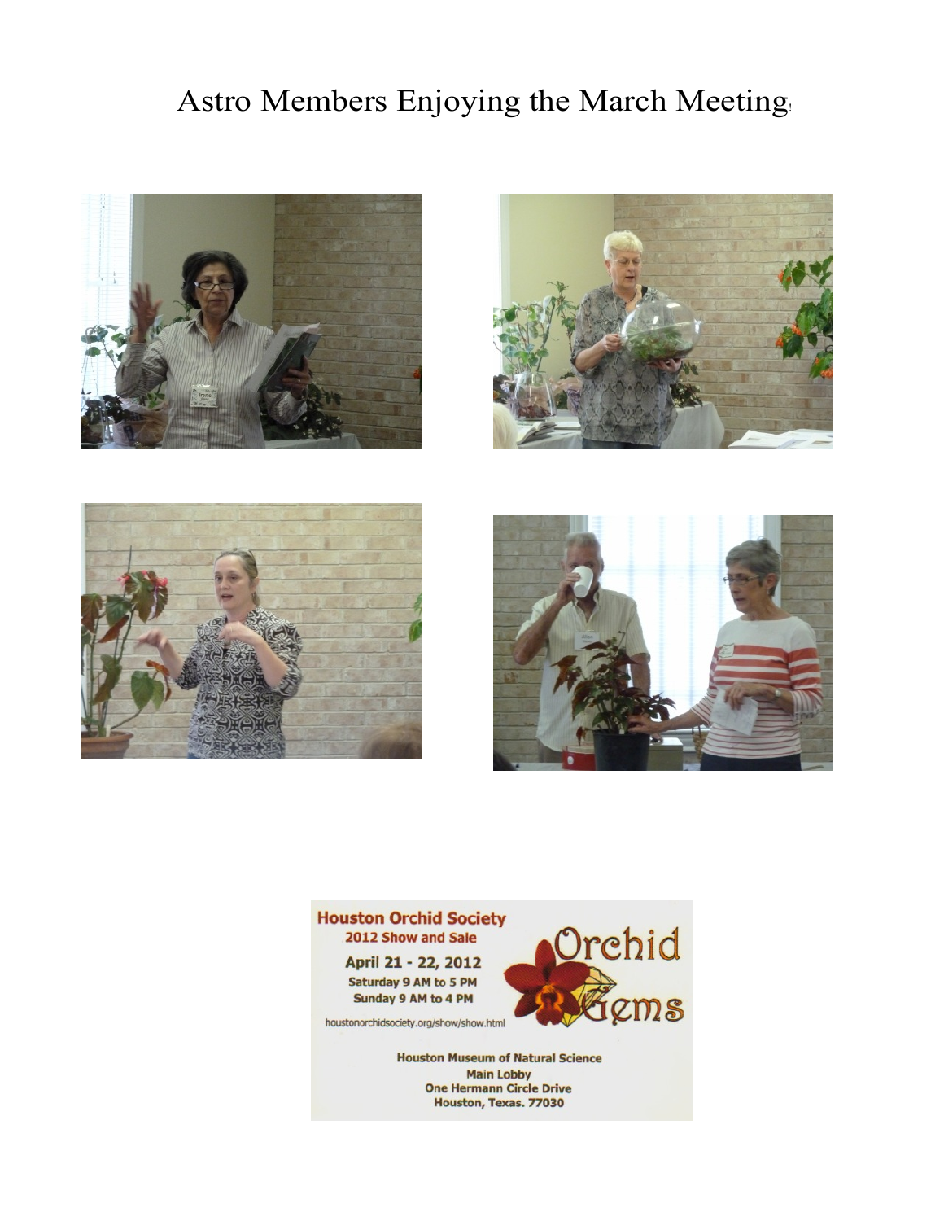# Astro Members Enjoying the March Meeting!

**Houston Orchid Society**
**2012 Show and Sale**

**April 21 - 22, 2012**
**Saturday 9 AM to 5 PM**
**Sunday 9 AM to 4 PM**

houstonorchidsociety.org/show/show.html

Orchid Gems

**Houston Museum of Natural Science**
**Main Lobby**
**One Hermann Circle Drive**
**Houston, Texas. 77030**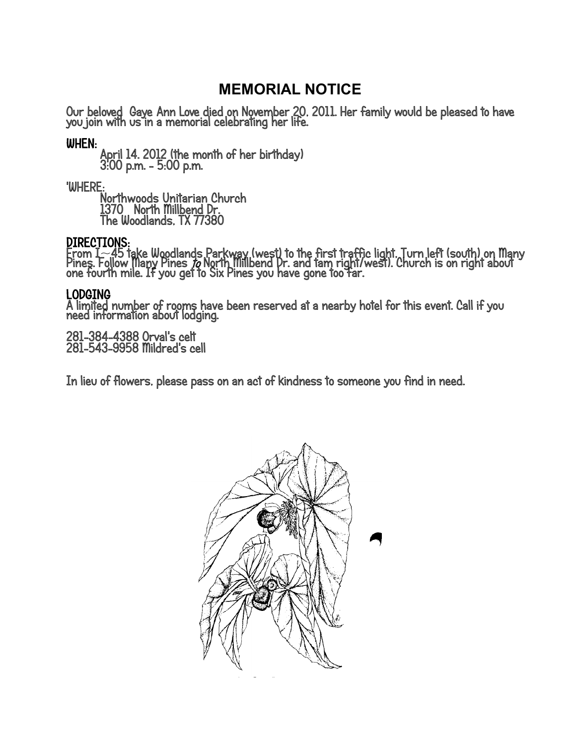# MEMORIAL NOTICE

Our beloved Gaye Ann Love died on November 20, 2011. Her family would be pleased to have you join with us in a memorial celebrating her life.

**WHEN:**

April 14, 2012 (the month of her birthday)
3:00 p.m. - 5:00 p.m.

'WHERE:

Northwoods Unitarian Church
1370 North Millbend Dr.
The Woodlands, TX 77380

**DIRECTIONS:**
From I~45 take Woodlands Parkway (west) to the first traffic light. Turn left (south) on Many Pines. Follow Many Pines *to* North Millbend Dr. and tam right/west). Church is on right about one fourth mile. If you get to Six Pines you have gone too far.

**LODGING**
A limited number of rooms have been reserved at a nearby hotel for this event. Call if you need information about lodging.

281-384-4388 Orval's celt
281-543-9958 Mildred's cell

In lieu of flowers, please pass on an act of kindness to someone you find in need.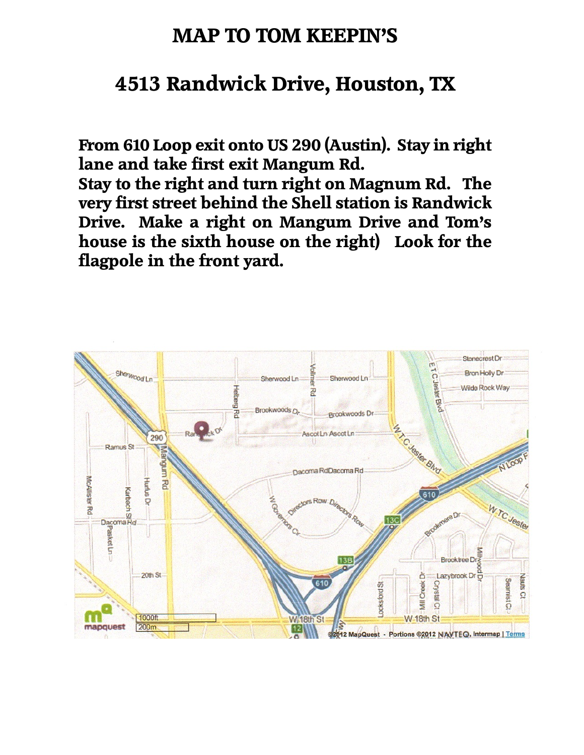# MAP TO TOM KEEPIN'S

## 4513 Randwick Drive, Houston, TX

**From 610 Loop exit onto US 290 (Austin). Stay in right lane and take first exit Mangum Rd.**
**Stay to the right and turn right on Magnum Rd. The very first street behind the Shell station is Randwick Drive. Make a right on Mangum Drive and Tom's house is the sixth house on the right) Look for the flagpole in the front yard.**